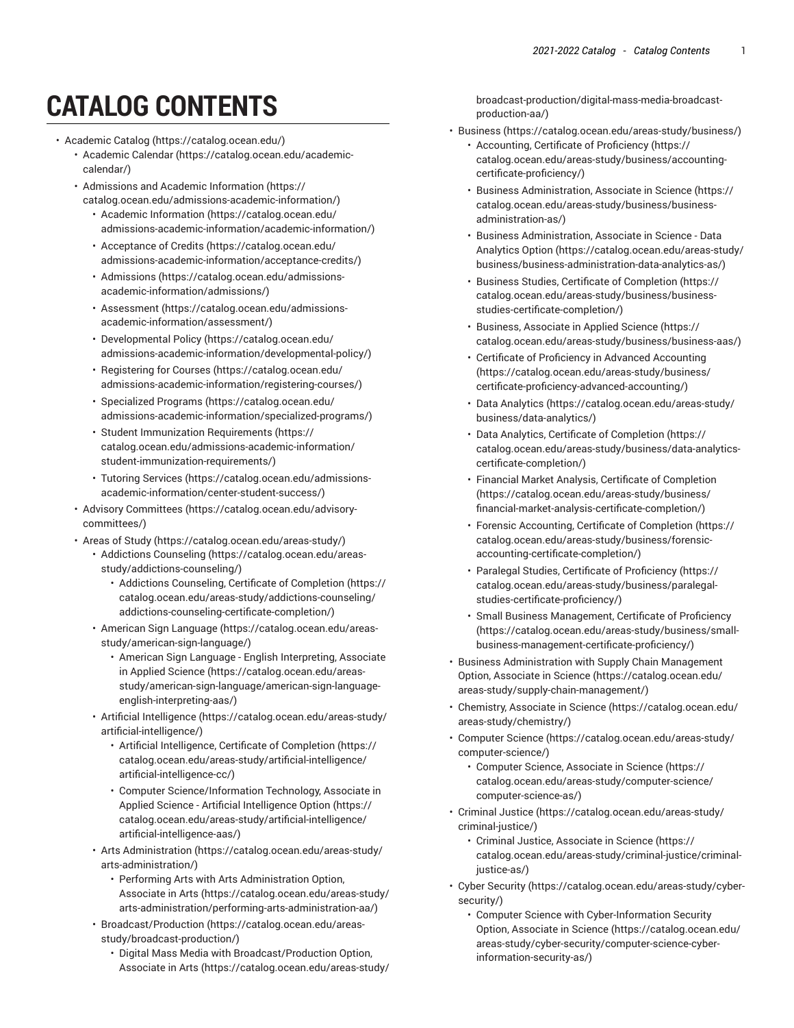# CATALOG CONTENTS

- Academic Catalog (https://catalog.ocean.edu/)
  - Academic Calendar (https://catalog.ocean.edu/academic-calendar/)
  - Admissions and Academic Information (https://catalog.ocean.edu/admissions-academic-information/)
    - Academic Information (https://catalog.ocean.edu/admissions-academic-information/academic-information/)
    - Acceptance of Credits (https://catalog.ocean.edu/admissions-academic-information/acceptance-credits/)
    - Admissions (https://catalog.ocean.edu/admissions-academic-information/admissions/)
    - Assessment (https://catalog.ocean.edu/admissions-academic-information/assessment/)
    - Developmental Policy (https://catalog.ocean.edu/admissions-academic-information/developmental-policy/)
    - Registering for Courses (https://catalog.ocean.edu/admissions-academic-information/registering-courses/)
    - Specialized Programs (https://catalog.ocean.edu/admissions-academic-information/specialized-programs/)
    - Student Immunization Requirements (https://catalog.ocean.edu/admissions-academic-information/student-immunization-requirements/)
    - Tutoring Services (https://catalog.ocean.edu/admissions-academic-information/center-student-success/)
  - Advisory Committees (https://catalog.ocean.edu/advisory-committees/)
  - Areas of Study (https://catalog.ocean.edu/areas-study/)
    - Addictions Counseling (https://catalog.ocean.edu/areas-study/addictions-counseling/)
      - Addictions Counseling, Certificate of Completion (https://catalog.ocean.edu/areas-study/addictions-counseling/addictions-counseling-certificate-completion/)
    - American Sign Language (https://catalog.ocean.edu/areas-study/american-sign-language/)
      - American Sign Language - English Interpreting, Associate in Applied Science (https://catalog.ocean.edu/areas-study/american-sign-language/american-sign-language-english-interpreting-aas/)
    - Artificial Intelligence (https://catalog.ocean.edu/areas-study/artificial-intelligence/)
      - Artificial Intelligence, Certificate of Completion (https://catalog.ocean.edu/areas-study/artificial-intelligence/artificial-intelligence-cc/)
      - Computer Science/Information Technology, Associate in Applied Science - Artificial Intelligence Option (https://catalog.ocean.edu/areas-study/artificial-intelligence/artificial-intelligence-aas/)
    - Arts Administration (https://catalog.ocean.edu/areas-study/arts-administration/)
      - Performing Arts with Arts Administration Option, Associate in Arts (https://catalog.ocean.edu/areas-study/arts-administration/performing-arts-administration-aa/)
    - Broadcast/Production (https://catalog.ocean.edu/areas-study/broadcast-production/)
      - Digital Mass Media with Broadcast/Production Option, Associate in Arts (https://catalog.ocean.edu/areas-study/broadcast-production/digital-mass-media-broadcast-production-aa/)
    - Business (https://catalog.ocean.edu/areas-study/business/)
      - Accounting, Certificate of Proficiency (https://catalog.ocean.edu/areas-study/business/accounting-certificate-proficiency/)
      - Business Administration, Associate in Science (https://catalog.ocean.edu/areas-study/business/business-administration-as/)
      - Business Administration, Associate in Science - Data Analytics Option (https://catalog.ocean.edu/areas-study/business/business-administration-data-analytics-as/)
      - Business Studies, Certificate of Completion (https://catalog.ocean.edu/areas-study/business/business-studies-certificate-completion/)
      - Business, Associate in Applied Science (https://catalog.ocean.edu/areas-study/business/business-aas/)
      - Certificate of Proficiency in Advanced Accounting (https://catalog.ocean.edu/areas-study/business/certificate-proficiency-advanced-accounting/)
      - Data Analytics (https://catalog.ocean.edu/areas-study/business/data-analytics/)
      - Data Analytics, Certificate of Completion (https://catalog.ocean.edu/areas-study/business/data-analytics-certificate-completion/)
      - Financial Market Analysis, Certificate of Completion (https://catalog.ocean.edu/areas-study/business/financial-market-analysis-certificate-completion/)
      - Forensic Accounting, Certificate of Completion (https://catalog.ocean.edu/areas-study/business/forensic-accounting-certificate-completion/)
      - Paralegal Studies, Certificate of Proficiency (https://catalog.ocean.edu/areas-study/business/paralegal-studies-certificate-proficiency/)
      - Small Business Management, Certificate of Proficiency (https://catalog.ocean.edu/areas-study/business/small-business-management-certificate-proficiency/)
    - Business Administration with Supply Chain Management Option, Associate in Science (https://catalog.ocean.edu/areas-study/supply-chain-management/)
    - Chemistry, Associate in Science (https://catalog.ocean.edu/areas-study/chemistry/)
    - Computer Science (https://catalog.ocean.edu/areas-study/computer-science/)
      - Computer Science, Associate in Science (https://catalog.ocean.edu/areas-study/computer-science/computer-science-as/)
    - Criminal Justice (https://catalog.ocean.edu/areas-study/criminal-justice/)
      - Criminal Justice, Associate in Science (https://catalog.ocean.edu/areas-study/criminal-justice/criminal-justice-as/)
    - Cyber Security (https://catalog.ocean.edu/areas-study/cyber-security/)
      - Computer Science with Cyber-Information Security Option, Associate in Science (https://catalog.ocean.edu/areas-study/cyber-security/computer-science-cyber-information-security-as/)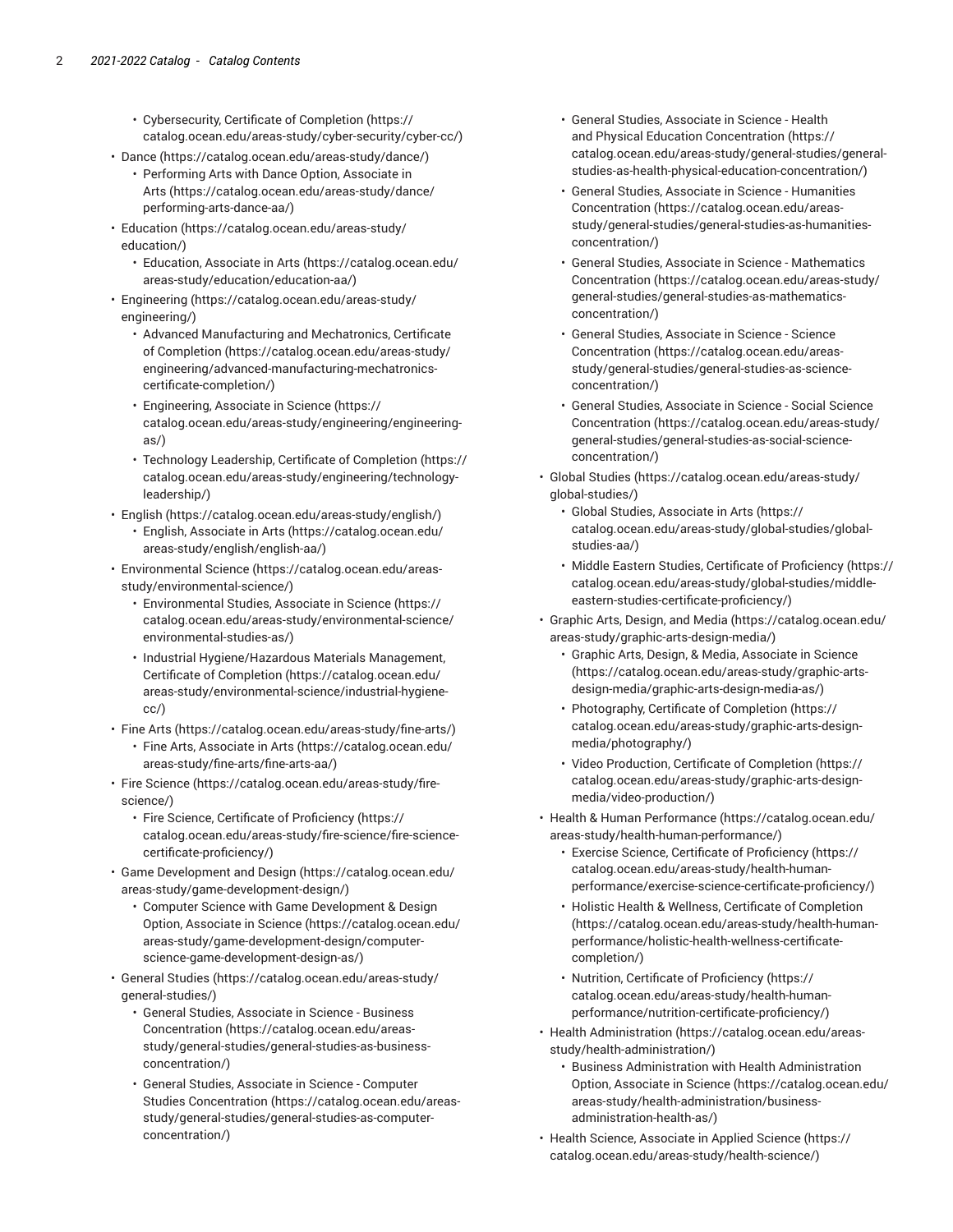- Cybersecurity, Certificate of Completion (https://catalog.ocean.edu/areas-study/cyber-security/cyber-cc/)
- Dance (https://catalog.ocean.edu/areas-study/dance/)
  - Performing Arts with Dance Option, Associate in Arts (https://catalog.ocean.edu/areas-study/dance/performing-arts-dance-aa/)
- Education (https://catalog.ocean.edu/areas-study/education/)
  - Education, Associate in Arts (https://catalog.ocean.edu/areas-study/education/education-aa/)
- Engineering (https://catalog.ocean.edu/areas-study/engineering/)
  - Advanced Manufacturing and Mechatronics, Certificate of Completion (https://catalog.ocean.edu/areas-study/engineering/advanced-manufacturing-mechatronics-certificate-completion/)
  - Engineering, Associate in Science (https://catalog.ocean.edu/areas-study/engineering/engineering-as/)
  - Technology Leadership, Certificate of Completion (https://catalog.ocean.edu/areas-study/engineering/technology-leadership/)
- English (https://catalog.ocean.edu/areas-study/english/)
  - English, Associate in Arts (https://catalog.ocean.edu/areas-study/english/english-aa/)
- Environmental Science (https://catalog.ocean.edu/areas-study/environmental-science/)
  - Environmental Studies, Associate in Science (https://catalog.ocean.edu/areas-study/environmental-science/environmental-studies-as/)
  - Industrial Hygiene/Hazardous Materials Management, Certificate of Completion (https://catalog.ocean.edu/areas-study/environmental-science/industrial-hygiene-cc/)
- Fine Arts (https://catalog.ocean.edu/areas-study/fine-arts/)
  - Fine Arts, Associate in Arts (https://catalog.ocean.edu/areas-study/fine-arts/fine-arts-aa/)
- Fire Science (https://catalog.ocean.edu/areas-study/fire-science/)
  - Fire Science, Certificate of Proficiency (https://catalog.ocean.edu/areas-study/fire-science/fire-science-certificate-proficiency/)
- Game Development and Design (https://catalog.ocean.edu/areas-study/game-development-design/)
  - Computer Science with Game Development & Design Option, Associate in Science (https://catalog.ocean.edu/areas-study/game-development-design/computer-science-game-development-design-as/)
- General Studies (https://catalog.ocean.edu/areas-study/general-studies/)
  - General Studies, Associate in Science - Business Concentration (https://catalog.ocean.edu/areas-study/general-studies/general-studies-as-business-concentration/)
  - General Studies, Associate in Science - Computer Studies Concentration (https://catalog.ocean.edu/areas-study/general-studies/general-studies-as-computer-concentration/)
  - General Studies, Associate in Science - Health and Physical Education Concentration (https://catalog.ocean.edu/areas-study/general-studies/general-studies-as-health-physical-education-concentration/)
  - General Studies, Associate in Science - Humanities Concentration (https://catalog.ocean.edu/areas-study/general-studies/general-studies-as-humanities-concentration/)
  - General Studies, Associate in Science - Mathematics Concentration (https://catalog.ocean.edu/areas-study/general-studies/general-studies-as-mathematics-concentration/)
  - General Studies, Associate in Science - Science Concentration (https://catalog.ocean.edu/areas-study/general-studies/general-studies-as-science-concentration/)
  - General Studies, Associate in Science - Social Science Concentration (https://catalog.ocean.edu/areas-study/general-studies/general-studies-as-social-science-concentration/)
- Global Studies (https://catalog.ocean.edu/areas-study/global-studies/)
  - Global Studies, Associate in Arts (https://catalog.ocean.edu/areas-study/global-studies/global-studies-aa/)
  - Middle Eastern Studies, Certificate of Proficiency (https://catalog.ocean.edu/areas-study/global-studies/middle-eastern-studies-certificate-proficiency/)
- Graphic Arts, Design, and Media (https://catalog.ocean.edu/areas-study/graphic-arts-design-media/)
  - Graphic Arts, Design, & Media, Associate in Science (https://catalog.ocean.edu/areas-study/graphic-arts-design-media/graphic-arts-design-media-as/)
  - Photography, Certificate of Completion (https://catalog.ocean.edu/areas-study/graphic-arts-design-media/photography/)
  - Video Production, Certificate of Completion (https://catalog.ocean.edu/areas-study/graphic-arts-design-media/video-production/)
- Health & Human Performance (https://catalog.ocean.edu/areas-study/health-human-performance/)
  - Exercise Science, Certificate of Proficiency (https://catalog.ocean.edu/areas-study/health-human-performance/exercise-science-certificate-proficiency/)
  - Holistic Health & Wellness, Certificate of Completion (https://catalog.ocean.edu/areas-study/health-human-performance/holistic-health-wellness-certificate-completion/)
  - Nutrition, Certificate of Proficiency (https://catalog.ocean.edu/areas-study/health-human-performance/nutrition-certificate-proficiency/)
- Health Administration (https://catalog.ocean.edu/areas-study/health-administration/)
  - Business Administration with Health Administration Option, Associate in Science (https://catalog.ocean.edu/areas-study/health-administration/business-administration-health-as/)
- Health Science, Associate in Applied Science (https://catalog.ocean.edu/areas-study/health-science/)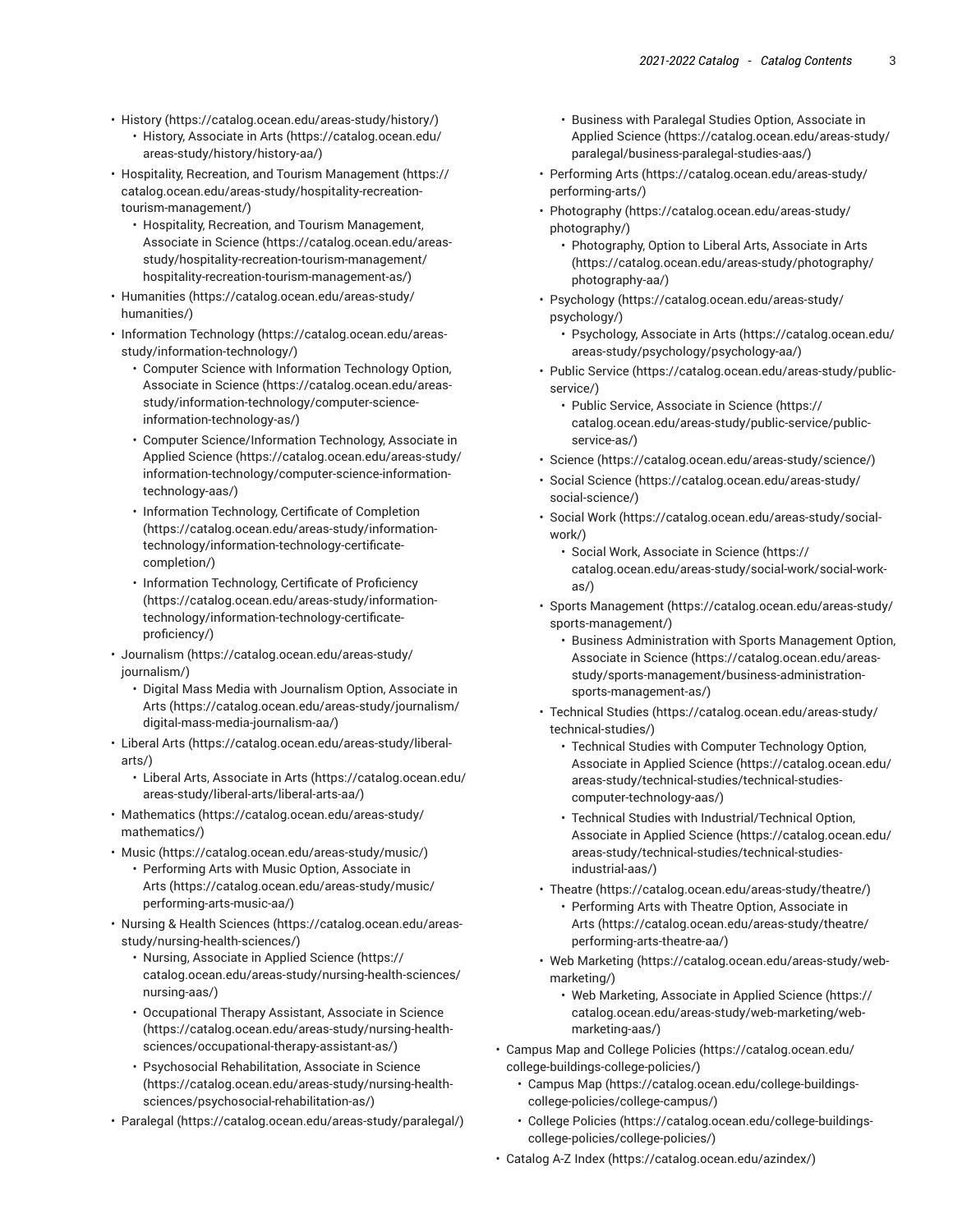- History (https://catalog.ocean.edu/areas-study/history/)
    - History, Associate in Arts (https://catalog.ocean.edu/areas-study/history/history-aa/)
- Hospitality, Recreation, and Tourism Management (https://catalog.ocean.edu/areas-study/hospitality-recreation-tourism-management/)
    - Hospitality, Recreation, and Tourism Management, Associate in Science (https://catalog.ocean.edu/areas-study/hospitality-recreation-tourism-management/hospitality-recreation-tourism-management-as/)
- Humanities (https://catalog.ocean.edu/areas-study/humanities/)
- Information Technology (https://catalog.ocean.edu/areas-study/information-technology/)
    - Computer Science with Information Technology Option, Associate in Science (https://catalog.ocean.edu/areas-study/information-technology/computer-science-information-technology-as/)
    - Computer Science/Information Technology, Associate in Applied Science (https://catalog.ocean.edu/areas-study/information-technology/computer-science-information-technology-aas/)
    - Information Technology, Certificate of Completion (https://catalog.ocean.edu/areas-study/information-technology/information-technology-certificate-completion/)
    - Information Technology, Certificate of Proficiency (https://catalog.ocean.edu/areas-study/information-technology/information-technology-certificate-proficiency/)
- Journalism (https://catalog.ocean.edu/areas-study/journalism/)
    - Digital Mass Media with Journalism Option, Associate in Arts (https://catalog.ocean.edu/areas-study/journalism/digital-mass-media-journalism-aa/)
- Liberal Arts (https://catalog.ocean.edu/areas-study/liberal-arts/)
    - Liberal Arts, Associate in Arts (https://catalog.ocean.edu/areas-study/liberal-arts/liberal-arts-aa/)
- Mathematics (https://catalog.ocean.edu/areas-study/mathematics/)
- Music (https://catalog.ocean.edu/areas-study/music/)
    - Performing Arts with Music Option, Associate in Arts (https://catalog.ocean.edu/areas-study/music/performing-arts-music-aa/)
- Nursing & Health Sciences (https://catalog.ocean.edu/areas-study/nursing-health-sciences/)
    - Nursing, Associate in Applied Science (https://catalog.ocean.edu/areas-study/nursing-health-sciences/nursing-aas/)
    - Occupational Therapy Assistant, Associate in Science (https://catalog.ocean.edu/areas-study/nursing-health-sciences/occupational-therapy-assistant-as/)
    - Psychosocial Rehabilitation, Associate in Science (https://catalog.ocean.edu/areas-study/nursing-health-sciences/psychosocial-rehabilitation-as/)
- Paralegal (https://catalog.ocean.edu/areas-study/paralegal/)
    - Business with Paralegal Studies Option, Associate in Applied Science (https://catalog.ocean.edu/areas-study/paralegal/business-paralegal-studies-aas/)
- Performing Arts (https://catalog.ocean.edu/areas-study/performing-arts/)
- Photography (https://catalog.ocean.edu/areas-study/photography/)
    - Photography, Option to Liberal Arts, Associate in Arts (https://catalog.ocean.edu/areas-study/photography/photography-aa/)
- Psychology (https://catalog.ocean.edu/areas-study/psychology/)
    - Psychology, Associate in Arts (https://catalog.ocean.edu/areas-study/psychology/psychology-aa/)
- Public Service (https://catalog.ocean.edu/areas-study/public-service/)
    - Public Service, Associate in Science (https://catalog.ocean.edu/areas-study/public-service/public-service-as/)
- Science (https://catalog.ocean.edu/areas-study/science/)
- Social Science (https://catalog.ocean.edu/areas-study/social-science/)
- Social Work (https://catalog.ocean.edu/areas-study/social-work/)
    - Social Work, Associate in Science (https://catalog.ocean.edu/areas-study/social-work/social-work-as/)
- Sports Management (https://catalog.ocean.edu/areas-study/sports-management/)
    - Business Administration with Sports Management Option, Associate in Science (https://catalog.ocean.edu/areas-study/sports-management/business-administration-sports-management-as/)
- Technical Studies (https://catalog.ocean.edu/areas-study/technical-studies/)
    - Technical Studies with Computer Technology Option, Associate in Applied Science (https://catalog.ocean.edu/areas-study/technical-studies/technical-studies-computer-technology-aas/)
    - Technical Studies with Industrial/Technical Option, Associate in Applied Science (https://catalog.ocean.edu/areas-study/technical-studies/technical-studies-industrial-aas/)
- Theatre (https://catalog.ocean.edu/areas-study/theatre/)
    - Performing Arts with Theatre Option, Associate in Arts (https://catalog.ocean.edu/areas-study/theatre/performing-arts-theatre-aa/)
- Web Marketing (https://catalog.ocean.edu/areas-study/web-marketing/)
    - Web Marketing, Associate in Applied Science (https://catalog.ocean.edu/areas-study/web-marketing/web-marketing-aas/)

- Campus Map and College Policies (https://catalog.ocean.edu/college-buildings-college-policies/)
    - Campus Map (https://catalog.ocean.edu/college-buildings-college-policies/college-campus/)
    - College Policies (https://catalog.ocean.edu/college-buildings-college-policies/college-policies/)
- Catalog A-Z Index (https://catalog.ocean.edu/azindex/)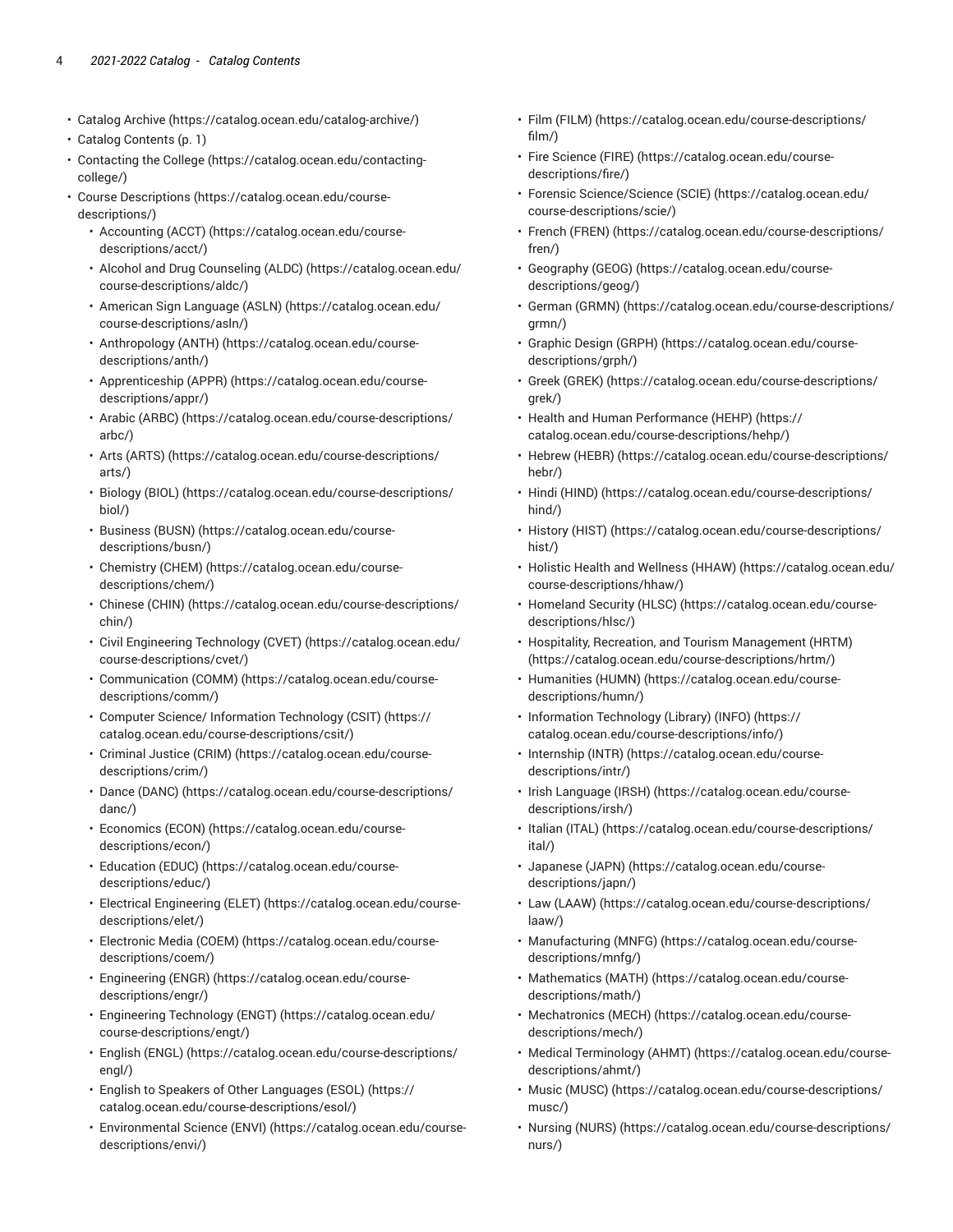- Catalog Archive (https://catalog.ocean.edu/catalog-archive/)
- Catalog Contents (p. 1)
- Contacting the College (https://catalog.ocean.edu/contacting-college/)
- Course Descriptions (https://catalog.ocean.edu/course-descriptions/)
  - Accounting (ACCT) (https://catalog.ocean.edu/course-descriptions/acct/)
  - Alcohol and Drug Counseling (ALDC) (https://catalog.ocean.edu/course-descriptions/aldc/)
  - American Sign Language (ASLN) (https://catalog.ocean.edu/course-descriptions/asln/)
  - Anthropology (ANTH) (https://catalog.ocean.edu/course-descriptions/anth/)
  - Apprenticeship (APPR) (https://catalog.ocean.edu/course-descriptions/appr/)
  - Arabic (ARBC) (https://catalog.ocean.edu/course-descriptions/arbc/)
  - Arts (ARTS) (https://catalog.ocean.edu/course-descriptions/arts/)
  - Biology (BIOL) (https://catalog.ocean.edu/course-descriptions/biol/)
  - Business (BUSN) (https://catalog.ocean.edu/course-descriptions/busn/)
  - Chemistry (CHEM) (https://catalog.ocean.edu/course-descriptions/chem/)
  - Chinese (CHIN) (https://catalog.ocean.edu/course-descriptions/chin/)
  - Civil Engineering Technology (CVET) (https://catalog.ocean.edu/course-descriptions/cvet/)
  - Communication (COMM) (https://catalog.ocean.edu/course-descriptions/comm/)
  - Computer Science/ Information Technology (CSIT) (https://catalog.ocean.edu/course-descriptions/csit/)
  - Criminal Justice (CRIM) (https://catalog.ocean.edu/course-descriptions/crim/)
  - Dance (DANC) (https://catalog.ocean.edu/course-descriptions/danc/)
  - Economics (ECON) (https://catalog.ocean.edu/course-descriptions/econ/)
  - Education (EDUC) (https://catalog.ocean.edu/course-descriptions/educ/)
  - Electrical Engineering (ELET) (https://catalog.ocean.edu/course-descriptions/elet/)
  - Electronic Media (COEM) (https://catalog.ocean.edu/course-descriptions/coem/)
  - Engineering (ENGR) (https://catalog.ocean.edu/course-descriptions/engr/)
  - Engineering Technology (ENGT) (https://catalog.ocean.edu/course-descriptions/engt/)
  - English (ENGL) (https://catalog.ocean.edu/course-descriptions/engl/)
  - English to Speakers of Other Languages (ESOL) (https://catalog.ocean.edu/course-descriptions/esol/)
  - Environmental Science (ENVI) (https://catalog.ocean.edu/course-descriptions/envi/)
  - Film (FILM) (https://catalog.ocean.edu/course-descriptions/film/)
  - Fire Science (FIRE) (https://catalog.ocean.edu/course-descriptions/fire/)
  - Forensic Science/Science (SCIE) (https://catalog.ocean.edu/course-descriptions/scie/)
  - French (FREN) (https://catalog.ocean.edu/course-descriptions/fren/)
  - Geography (GEOG) (https://catalog.ocean.edu/course-descriptions/geog/)
  - German (GRMN) (https://catalog.ocean.edu/course-descriptions/grmn/)
  - Graphic Design (GRPH) (https://catalog.ocean.edu/course-descriptions/grph/)
  - Greek (GREK) (https://catalog.ocean.edu/course-descriptions/grek/)
  - Health and Human Performance (HEHP) (https://catalog.ocean.edu/course-descriptions/hehp/)
  - Hebrew (HEBR) (https://catalog.ocean.edu/course-descriptions/hebr/)
  - Hindi (HIND) (https://catalog.ocean.edu/course-descriptions/hind/)
  - History (HIST) (https://catalog.ocean.edu/course-descriptions/hist/)
  - Holistic Health and Wellness (HHAW) (https://catalog.ocean.edu/course-descriptions/hhaw/)
  - Homeland Security (HLSC) (https://catalog.ocean.edu/course-descriptions/hlsc/)
  - Hospitality, Recreation, and Tourism Management (HRTM) (https://catalog.ocean.edu/course-descriptions/hrtm/)
  - Humanities (HUMN) (https://catalog.ocean.edu/course-descriptions/humn/)
  - Information Technology (Library) (INFO) (https://catalog.ocean.edu/course-descriptions/info/)
  - Internship (INTR) (https://catalog.ocean.edu/course-descriptions/intr/)
  - Irish Language (IRSH) (https://catalog.ocean.edu/course-descriptions/irsh/)
  - Italian (ITAL) (https://catalog.ocean.edu/course-descriptions/ital/)
  - Japanese (JAPN) (https://catalog.ocean.edu/course-descriptions/japn/)
  - Law (LAAW) (https://catalog.ocean.edu/course-descriptions/laaw/)
  - Manufacturing (MNFG) (https://catalog.ocean.edu/course-descriptions/mnfg/)
  - Mathematics (MATH) (https://catalog.ocean.edu/course-descriptions/math/)
  - Mechatronics (MECH) (https://catalog.ocean.edu/course-descriptions/mech/)
  - Medical Terminology (AHMT) (https://catalog.ocean.edu/course-descriptions/ahmt/)
  - Music (MUSC) (https://catalog.ocean.edu/course-descriptions/musc/)
  - Nursing (NURS) (https://catalog.ocean.edu/course-descriptions/nurs/)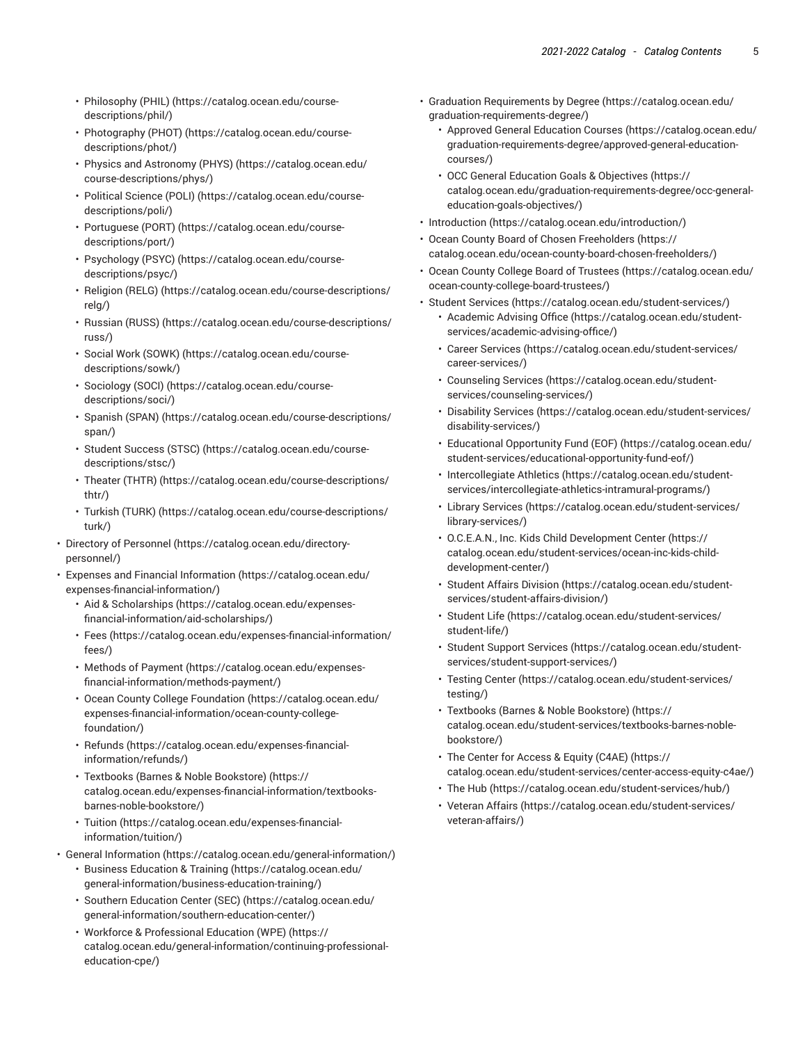- Philosophy (PHIL) (https://catalog.ocean.edu/course-descriptions/phil/)
- Photography (PHOT) (https://catalog.ocean.edu/course-descriptions/phot/)
- Physics and Astronomy (PHYS) (https://catalog.ocean.edu/course-descriptions/phys/)
- Political Science (POLI) (https://catalog.ocean.edu/course-descriptions/poli/)
- Portuguese (PORT) (https://catalog.ocean.edu/course-descriptions/port/)
- Psychology (PSYC) (https://catalog.ocean.edu/course-descriptions/psyc/)
- Religion (RELG) (https://catalog.ocean.edu/course-descriptions/relg/)
- Russian (RUSS) (https://catalog.ocean.edu/course-descriptions/russ/)
- Social Work (SOWK) (https://catalog.ocean.edu/course-descriptions/sowk/)
- Sociology (SOCI) (https://catalog.ocean.edu/course-descriptions/soci/)
- Spanish (SPAN) (https://catalog.ocean.edu/course-descriptions/span/)
- Student Success (STSC) (https://catalog.ocean.edu/course-descriptions/stsc/)
- Theater (THTR) (https://catalog.ocean.edu/course-descriptions/thtr/)
- Turkish (TURK) (https://catalog.ocean.edu/course-descriptions/turk/)

- Directory of Personnel (https://catalog.ocean.edu/directory-personnel/)
- Expenses and Financial Information (https://catalog.ocean.edu/expenses-financial-information/)
  - Aid & Scholarships (https://catalog.ocean.edu/expenses-financial-information/aid-scholarships/)
  - Fees (https://catalog.ocean.edu/expenses-financial-information/fees/)
  - Methods of Payment (https://catalog.ocean.edu/expenses-financial-information/methods-payment/)
  - Ocean County College Foundation (https://catalog.ocean.edu/expenses-financial-information/ocean-county-college-foundation/)
  - Refunds (https://catalog.ocean.edu/expenses-financial-information/refunds/)
  - Textbooks (Barnes & Noble Bookstore) (https://catalog.ocean.edu/expenses-financial-information/textbooks-barnes-noble-bookstore/)
  - Tuition (https://catalog.ocean.edu/expenses-financial-information/tuition/)
- General Information (https://catalog.ocean.edu/general-information/)
  - Business Education & Training (https://catalog.ocean.edu/general-information/business-education-training/)
  - Southern Education Center (SEC) (https://catalog.ocean.edu/general-information/southern-education-center/)
  - Workforce & Professional Education (WPE) (https://catalog.ocean.edu/general-information/continuing-professional-education-cpe/)
- Graduation Requirements by Degree (https://catalog.ocean.edu/graduation-requirements-degree/)
  - Approved General Education Courses (https://catalog.ocean.edu/graduation-requirements-degree/approved-general-education-courses/)
  - OCC General Education Goals & Objectives (https://catalog.ocean.edu/graduation-requirements-degree/occ-general-education-goals-objectives/)
- Introduction (https://catalog.ocean.edu/introduction/)
- Ocean County Board of Chosen Freeholders (https://catalog.ocean.edu/ocean-county-board-chosen-freeholders/)
- Ocean County College Board of Trustees (https://catalog.ocean.edu/ocean-county-college-board-trustees/)
- Student Services (https://catalog.ocean.edu/student-services/)
  - Academic Advising Office (https://catalog.ocean.edu/student-services/academic-advising-office/)
  - Career Services (https://catalog.ocean.edu/student-services/career-services/)
  - Counseling Services (https://catalog.ocean.edu/student-services/counseling-services/)
  - Disability Services (https://catalog.ocean.edu/student-services/disability-services/)
  - Educational Opportunity Fund (EOF) (https://catalog.ocean.edu/student-services/educational-opportunity-fund-eof/)
  - Intercollegiate Athletics (https://catalog.ocean.edu/student-services/intercollegiate-athletics-intramural-programs/)
  - Library Services (https://catalog.ocean.edu/student-services/library-services/)
  - O.C.E.A.N., Inc. Kids Child Development Center (https://catalog.ocean.edu/student-services/ocean-inc-kids-child-development-center/)
  - Student Affairs Division (https://catalog.ocean.edu/student-services/student-affairs-division/)
  - Student Life (https://catalog.ocean.edu/student-services/student-life/)
  - Student Support Services (https://catalog.ocean.edu/student-services/student-support-services/)
  - Testing Center (https://catalog.ocean.edu/student-services/testing/)
  - Textbooks (Barnes & Noble Bookstore) (https://catalog.ocean.edu/student-services/textbooks-barnes-noble-bookstore/)
  - The Center for Access & Equity (C4AE) (https://catalog.ocean.edu/student-services/center-access-equity-c4ae/)
  - The Hub (https://catalog.ocean.edu/student-services/hub/)
  - Veteran Affairs (https://catalog.ocean.edu/student-services/veteran-affairs/)